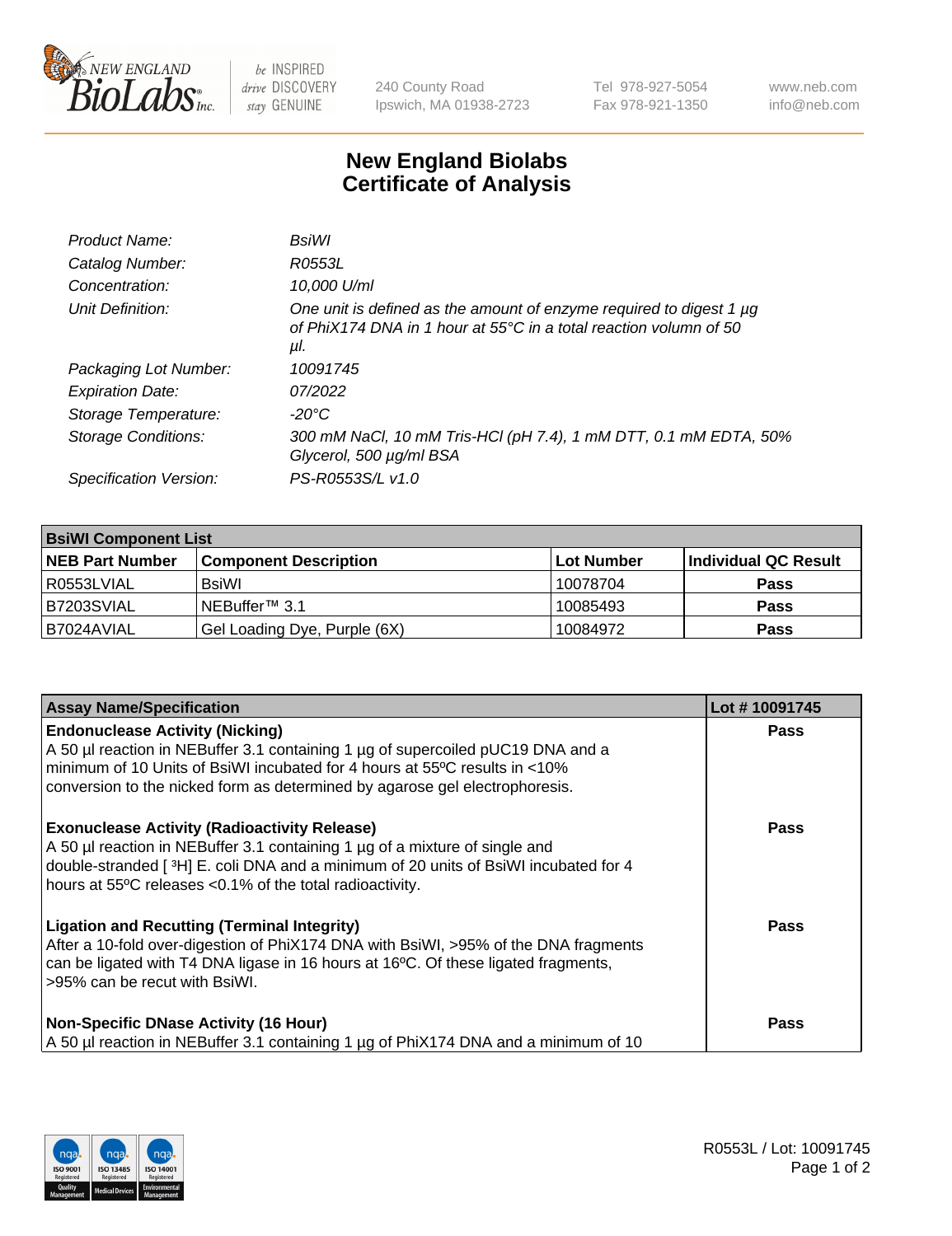# New England Biolabs
# Certificate of Analysis

| | |
|---|---|
| *Product Name:* | *BsiWI* |
| *Catalog Number:* | *R0553L* |
| *Concentration:* | *10,000 U/ml* |
| *Unit Definition:* | *One unit is defined as the amount of enzyme required to digest 1 µg of PhiX174 DNA in 1 hour at 55°C in a total reaction volumn of 50 µl.* |
| *Packaging Lot Number:* | *10091745* |
| *Expiration Date:* | *07/2022* |
| *Storage Temperature:* | *-20°C* |
| *Storage Conditions:* | *300 mM NaCl, 10 mM Tris-HCl (pH 7.4), 1 mM DTT, 0.1 mM EDTA, 50% Glycerol, 500 µg/ml BSA* |
| *Specification Version:* | *PS-R0553S/L v1.0* |

| **BsiWI Component List** | | | |
|---|---|---|---|
| **NEB Part Number** | **Component Description** | **Lot Number** | **Individual QC Result** |
| R0553LVIAL | BsiWI | 10078704 | **Pass** |
| B7203SVIAL | NEBuffer™ 3.1 | 10085493 | **Pass** |
| B7024AVIAL | Gel Loading Dye, Purple (6X) | 10084972 | **Pass** |

| Assay Name/Specification | Lot # 10091745 |
|---|---|
| **Endonuclease Activity (Nicking)**<br>A 50 µl reaction in NEBuffer 3.1 containing 1 µg of supercoiled pUC19 DNA and a minimum of 10 Units of BsiWI incubated for 4 hours at 55ºC results in <10% conversion to the nicked form as determined by agarose gel electrophoresis. | **Pass** |
| **Exonuclease Activity (Radioactivity Release)**<br>A 50 µl reaction in NEBuffer 3.1 containing 1 µg of a mixture of single and double-stranded [ $^{3}$H] E. coli DNA and a minimum of 20 units of BsiWI incubated for 4 hours at 55ºC releases <0.1% of the total radioactivity. | **Pass** |
| **Ligation and Recutting (Terminal Integrity)**<br>After a 10-fold over-digestion of PhiX174 DNA with BsiWI, >95% of the DNA fragments can be ligated with T4 DNA ligase in 16 hours at 16ºC. Of these ligated fragments, >95% can be recut with BsiWI. | **Pass** |
| **Non-Specific DNase Activity (16 Hour)**<br>A 50 µl reaction in NEBuffer 3.1 containing 1 µg of PhiX174 DNA and a minimum of 10 | **Pass** |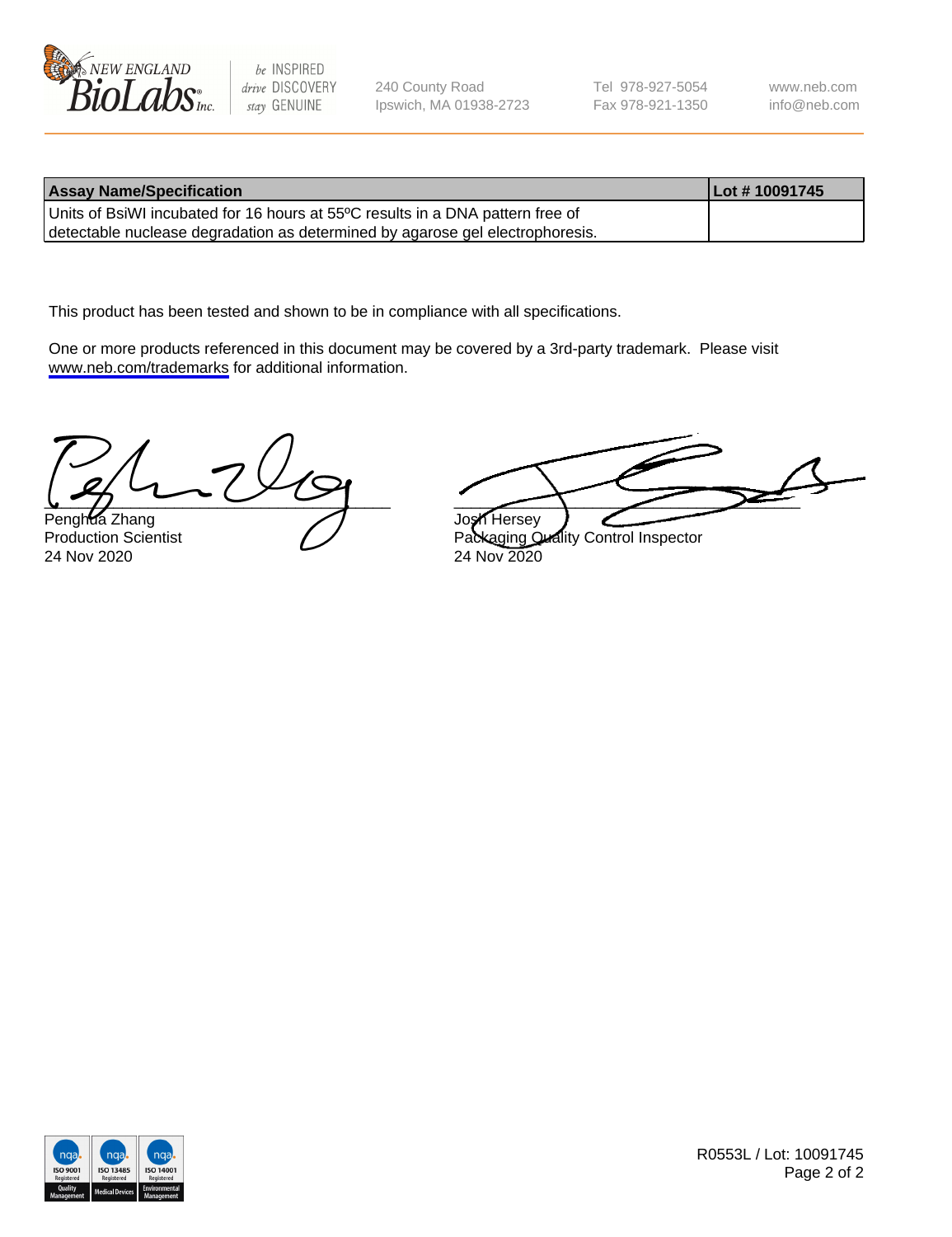| Assay Name/Specification | Lot # 10091745 |
| --- | --- |
| Units of BsiWI incubated for 16 hours at 55ºC results in a DNA pattern free of detectable nuclease degradation as determined by agarose gel electrophoresis. | |

This product has been tested and shown to be in compliance with all specifications.

One or more products referenced in this document may be covered by a 3rd-party trademark. Please visit www.neb.com/trademarks for additional information.

Penghua Zhang
Production Scientist
24 Nov 2020

Josh Hersey
Packaging Quality Control Inspector
24 Nov 2020

R0553L / Lot: 10091745